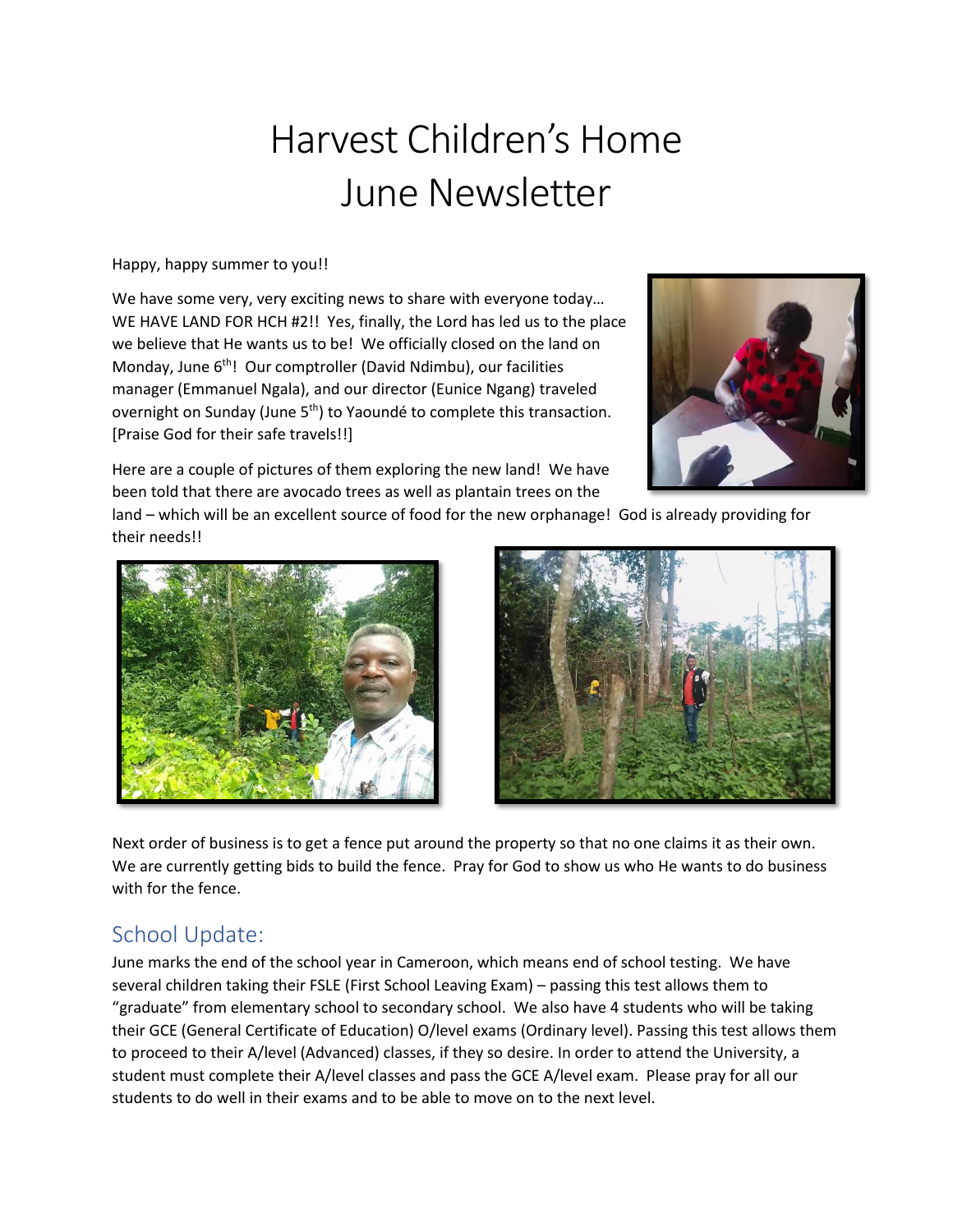# Harvest Children's Home
# June Newsletter

Happy, happy summer to you!!

We have some very, very exciting news to share with everyone today… WE HAVE LAND FOR HCH #2!! Yes, finally, the Lord has led us to the place we believe that He wants us to be! We officially closed on the land on Monday, June 6th! Our comptroller (David Ndimbu), our facilities manager (Emmanuel Ngala), and our director (Eunice Ngang) traveled overnight on Sunday (June 5th) to Yaoundé to complete this transaction. [Praise God for their safe travels!!]

Here are a couple of pictures of them exploring the new land! We have been told that there are avocado trees as well as plantain trees on the land – which will be an excellent source of food for the new orphanage! God is already providing for their needs!!

Next order of business is to get a fence put around the property so that no one claims it as their own. We are currently getting bids to build the fence. Pray for God to show us who He wants to do business with for the fence.

## School Update:

June marks the end of the school year in Cameroon, which means end of school testing. We have several children taking their FSLE (First School Leaving Exam) – passing this test allows them to "graduate" from elementary school to secondary school. We also have 4 students who will be taking their GCE (General Certificate of Education) O/level exams (Ordinary level). Passing this test allows them to proceed to their A/level (Advanced) classes, if they so desire. In order to attend the University, a student must complete their A/level classes and pass the GCE A/level exam. Please pray for all our students to do well in their exams and to be able to move on to the next level.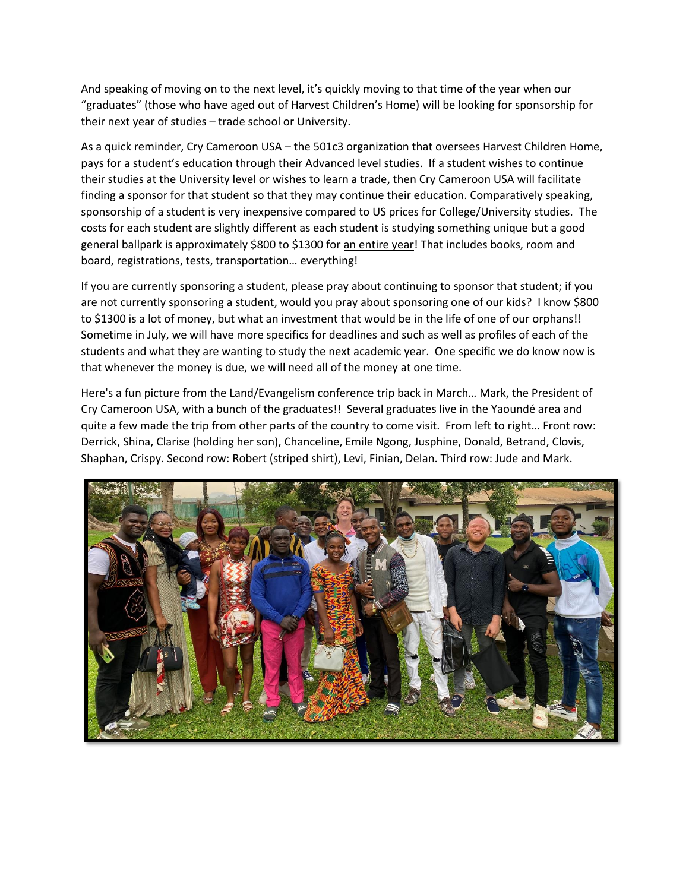And speaking of moving on to the next level, it's quickly moving to that time of the year when our "graduates" (those who have aged out of Harvest Children's Home) will be looking for sponsorship for their next year of studies – trade school or University.

As a quick reminder, Cry Cameroon USA – the 501c3 organization that oversees Harvest Children Home, pays for a student's education through their Advanced level studies. If a student wishes to continue their studies at the University level or wishes to learn a trade, then Cry Cameroon USA will facilitate finding a sponsor for that student so that they may continue their education. Comparatively speaking, sponsorship of a student is very inexpensive compared to US prices for College/University studies. The costs for each student are slightly different as each student is studying something unique but a good general ballpark is approximately $800 to $1300 for an entire year! That includes books, room and board, registrations, tests, transportation… everything!

If you are currently sponsoring a student, please pray about continuing to sponsor that student; if you are not currently sponsoring a student, would you pray about sponsoring one of our kids? I know $800 to $1300 is a lot of money, but what an investment that would be in the life of one of our orphans!! Sometime in July, we will have more specifics for deadlines and such as well as profiles of each of the students and what they are wanting to study the next academic year. One specific we do know now is that whenever the money is due, we will need all of the money at one time.

Here's a fun picture from the Land/Evangelism conference trip back in March… Mark, the President of Cry Cameroon USA, with a bunch of the graduates!! Several graduates live in the Yaoundé area and quite a few made the trip from other parts of the country to come visit. From left to right… Front row: Derrick, Shina, Clarise (holding her son), Chanceline, Emile Ngong, Jusphine, Donald, Betrand, Clovis, Shaphan, Crispy. Second row: Robert (striped shirt), Levi, Finian, Delan. Third row: Jude and Mark.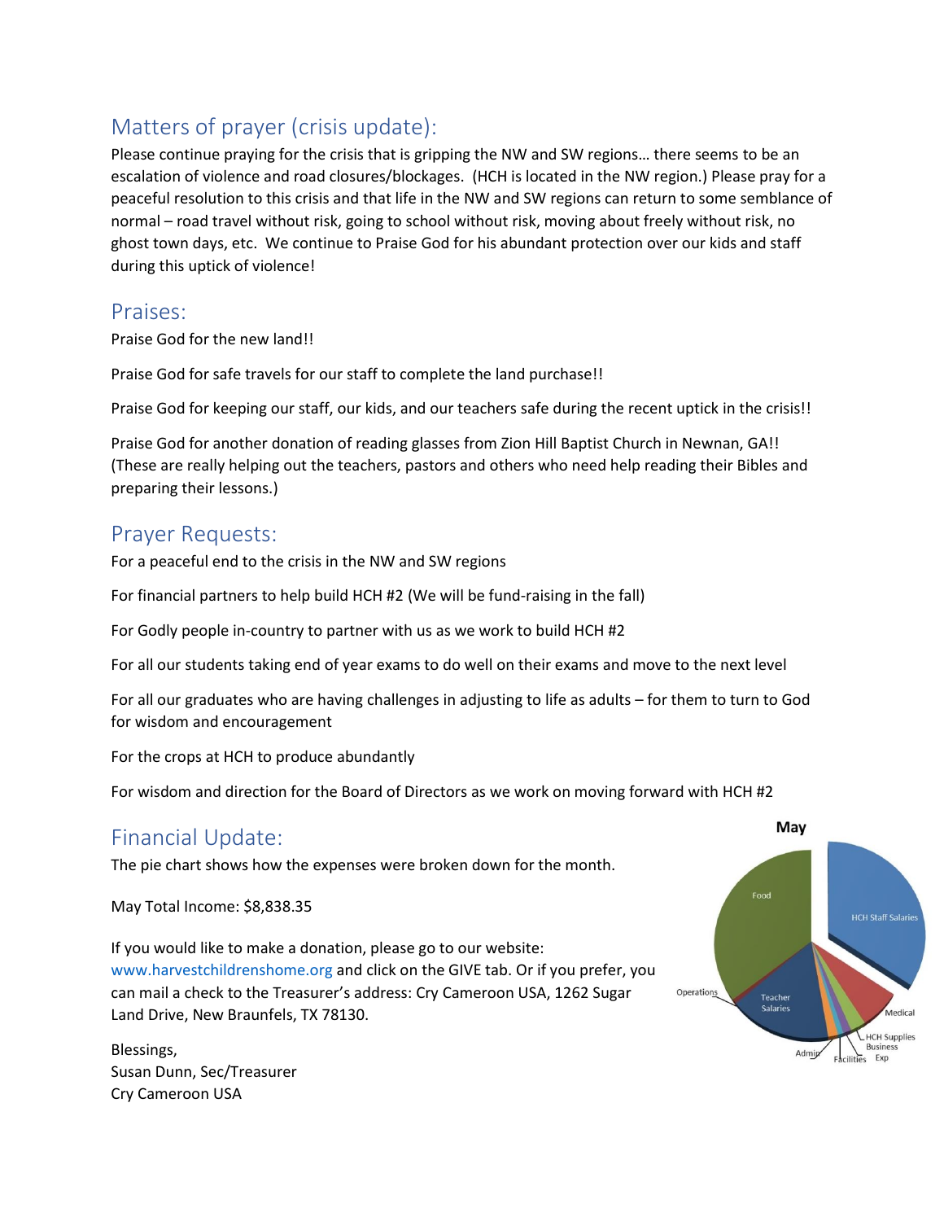## Matters of prayer (crisis update):

Please continue praying for the crisis that is gripping the NW and SW regions… there seems to be an escalation of violence and road closures/blockages. (HCH is located in the NW region.) Please pray for a peaceful resolution to this crisis and that life in the NW and SW regions can return to some semblance of normal – road travel without risk, going to school without risk, moving about freely without risk, no ghost town days, etc. We continue to Praise God for his abundant protection over our kids and staff during this uptick of violence!

## Praises:

Praise God for the new land!!

Praise God for safe travels for our staff to complete the land purchase!!

Praise God for keeping our staff, our kids, and our teachers safe during the recent uptick in the crisis!!

Praise God for another donation of reading glasses from Zion Hill Baptist Church in Newnan, GA!! (These are really helping out the teachers, pastors and others who need help reading their Bibles and preparing their lessons.)

## Prayer Requests:

For a peaceful end to the crisis in the NW and SW regions

For financial partners to help build HCH #2 (We will be fund-raising in the fall)

For Godly people in-country to partner with us as we work to build HCH #2

For all our students taking end of year exams to do well on their exams and move to the next level

For all our graduates who are having challenges in adjusting to life as adults – for them to turn to God for wisdom and encouragement

For the crops at HCH to produce abundantly

For wisdom and direction for the Board of Directors as we work on moving forward with HCH #2

## Financial Update:

The pie chart shows how the expenses were broken down for the month.

May

Food
HCH Staff Salaries
Operations
Teacher Salaries
Medical
HCH Supplies
Business Exp
Admin
Facilities

May Total Income: $8,838.35

If you would like to make a donation, please go to our website: www.harvestchildrenshome.org and click on the GIVE tab. Or if you prefer, you can mail a check to the Treasurer's address: Cry Cameroon USA, 1262 Sugar Land Drive, New Braunfels, TX 78130.

Blessings,
Susan Dunn, Sec/Treasurer
Cry Cameroon USA